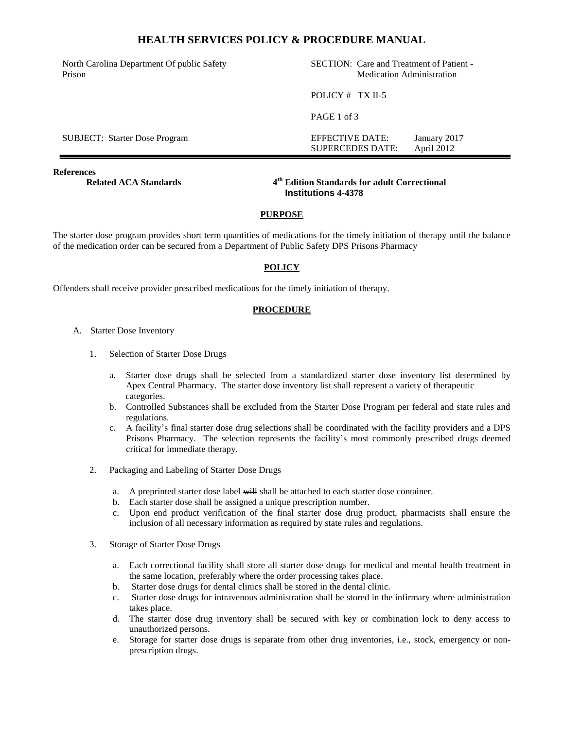# HEALTH SERVICES POLICY & PROCEDURE MANUAL

| | |
|---|---|
| North Carolina Department Of public Safety Prison | SECTION: Care and Treatment of Patient - Medication Administration |
| | POLICY # TX II-5 |
| | PAGE 1 of 3 |
| SUBJECT: Starter Dose Program | EFFECTIVE DATE: January 2017<br>SUPERCEDES DATE: April 2012 |

**References**

**Related ACA Standards** — **4th Edition Standards for adult Correctional Institutions 4-4378**

## PURPOSE

The starter dose program provides short term quantities of medications for the timely initiation of therapy until the balance of the medication order can be secured from a Department of Public Safety DPS Prisons Pharmacy

## POLICY

Offenders shall receive provider prescribed medications for the timely initiation of therapy.

## PROCEDURE

A. Starter Dose Inventory

1. Selection of Starter Dose Drugs

   a. Starter dose drugs shall be selected from a standardized starter dose inventory list determined by Apex Central Pharmacy. The starter dose inventory list shall represent a variety of therapeutic categories.

   b. Controlled Substances shall be excluded from the Starter Dose Program per federal and state rules and regulations.

   c. A facility's final starter dose drug selections shall be coordinated with the facility providers and a DPS Prisons Pharmacy. The selection represents the facility's most commonly prescribed drugs deemed critical for immediate therapy.

2. Packaging and Labeling of Starter Dose Drugs

   a. A preprinted starter dose label ~~will~~ shall be attached to each starter dose container.

   b. Each starter dose shall be assigned a unique prescription number.

   c. Upon end product verification of the final starter dose drug product, pharmacists shall ensure the inclusion of all necessary information as required by state rules and regulations.

3. Storage of Starter Dose Drugs

   a. Each correctional facility shall store all starter dose drugs for medical and mental health treatment in the same location, preferably where the order processing takes place.

   b. Starter dose drugs for dental clinics shall be stored in the dental clinic.

   c. Starter dose drugs for intravenous administration shall be stored in the infirmary where administration takes place.

   d. The starter dose drug inventory shall be secured with key or combination lock to deny access to unauthorized persons.

   e. Storage for starter dose drugs is separate from other drug inventories, i.e., stock, emergency or non-prescription drugs.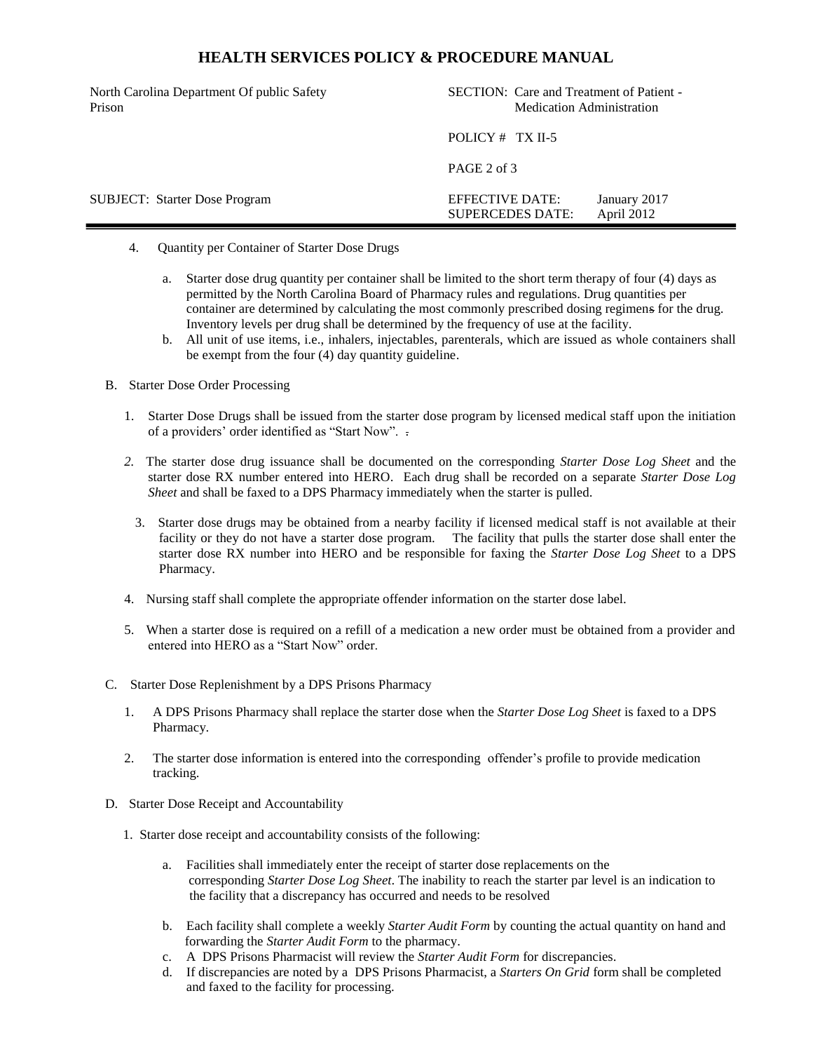4. Quantity per Container of Starter Dose Drugs

   a. Starter dose drug quantity per container shall be limited to the short term therapy of four (4) days as permitted by the North Carolina Board of Pharmacy rules and regulations. Drug quantities per container are determined by calculating the most commonly prescribed dosing regimens for the drug. Inventory levels per drug shall be determined by the frequency of use at the facility.
   b. All unit of use items, i.e., inhalers, injectables, parenterals, which are issued as whole containers shall be exempt from the four (4) day quantity guideline.

B. Starter Dose Order Processing

1. Starter Dose Drugs shall be issued from the starter dose program by licensed medical staff upon the initiation of a providers' order identified as "Start Now".

2. The starter dose drug issuance shall be documented on the corresponding *Starter Dose Log Sheet* and the starter dose RX number entered into HERO. Each drug shall be recorded on a separate *Starter Dose Log Sheet* and shall be faxed to a DPS Pharmacy immediately when the starter is pulled.

3. Starter dose drugs may be obtained from a nearby facility if licensed medical staff is not available at their facility or they do not have a starter dose program. The facility that pulls the starter dose shall enter the starter dose RX number into HERO and be responsible for faxing the *Starter Dose Log Sheet* to a DPS Pharmacy.

4. Nursing staff shall complete the appropriate offender information on the starter dose label.

5. When a starter dose is required on a refill of a medication a new order must be obtained from a provider and entered into HERO as a "Start Now" order.

C. Starter Dose Replenishment by a DPS Prisons Pharmacy

1. A DPS Prisons Pharmacy shall replace the starter dose when the *Starter Dose Log Sheet* is faxed to a DPS Pharmacy.

2. The starter dose information is entered into the corresponding offender's profile to provide medication tracking.

D. Starter Dose Receipt and Accountability

1. Starter dose receipt and accountability consists of the following:

   a. Facilities shall immediately enter the receipt of starter dose replacements on the corresponding *Starter Dose Log Sheet*. The inability to reach the starter par level is an indication to the facility that a discrepancy has occurred and needs to be resolved

   b. Each facility shall complete a weekly *Starter Audit Form* by counting the actual quantity on hand and forwarding the *Starter Audit Form* to the pharmacy.
   c. A DPS Prisons Pharmacist will review the *Starter Audit Form* for discrepancies.
   d. If discrepancies are noted by a DPS Prisons Pharmacist, a *Starters On Grid* form shall be completed and faxed to the facility for processing.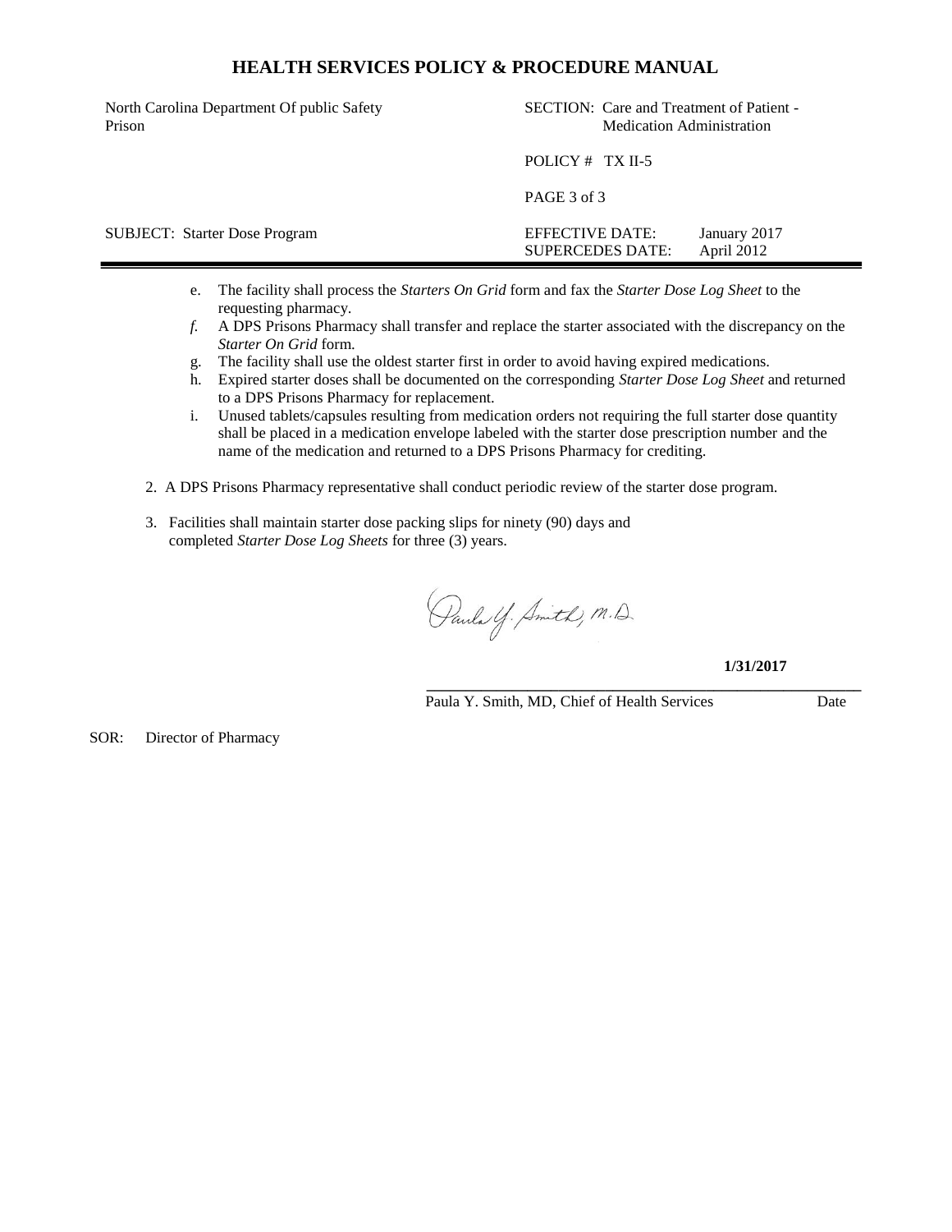e. The facility shall process the *Starters On Grid* form and fax the *Starter Dose Log Sheet* to the requesting pharmacy.

*f.* A DPS Prisons Pharmacy shall transfer and replace the starter associated with the discrepancy on the *Starter On Grid* form.

g. The facility shall use the oldest starter first in order to avoid having expired medications.

h. Expired starter doses shall be documented on the corresponding *Starter Dose Log Sheet* and returned to a DPS Prisons Pharmacy for replacement.

i. Unused tablets/capsules resulting from medication orders not requiring the full starter dose quantity shall be placed in a medication envelope labeled with the starter dose prescription number and the name of the medication and returned to a DPS Prisons Pharmacy for crediting.

2. A DPS Prisons Pharmacy representative shall conduct periodic review of the starter dose program.

3. Facilities shall maintain starter dose packing slips for ninety (90) days and completed *Starter Dose Log Sheets* for three (3) years.

Paula Y. Smith, M.D.

**1/31/2017**

Paula Y. Smith, MD, Chief of Health Services — Date

SOR: Director of Pharmacy